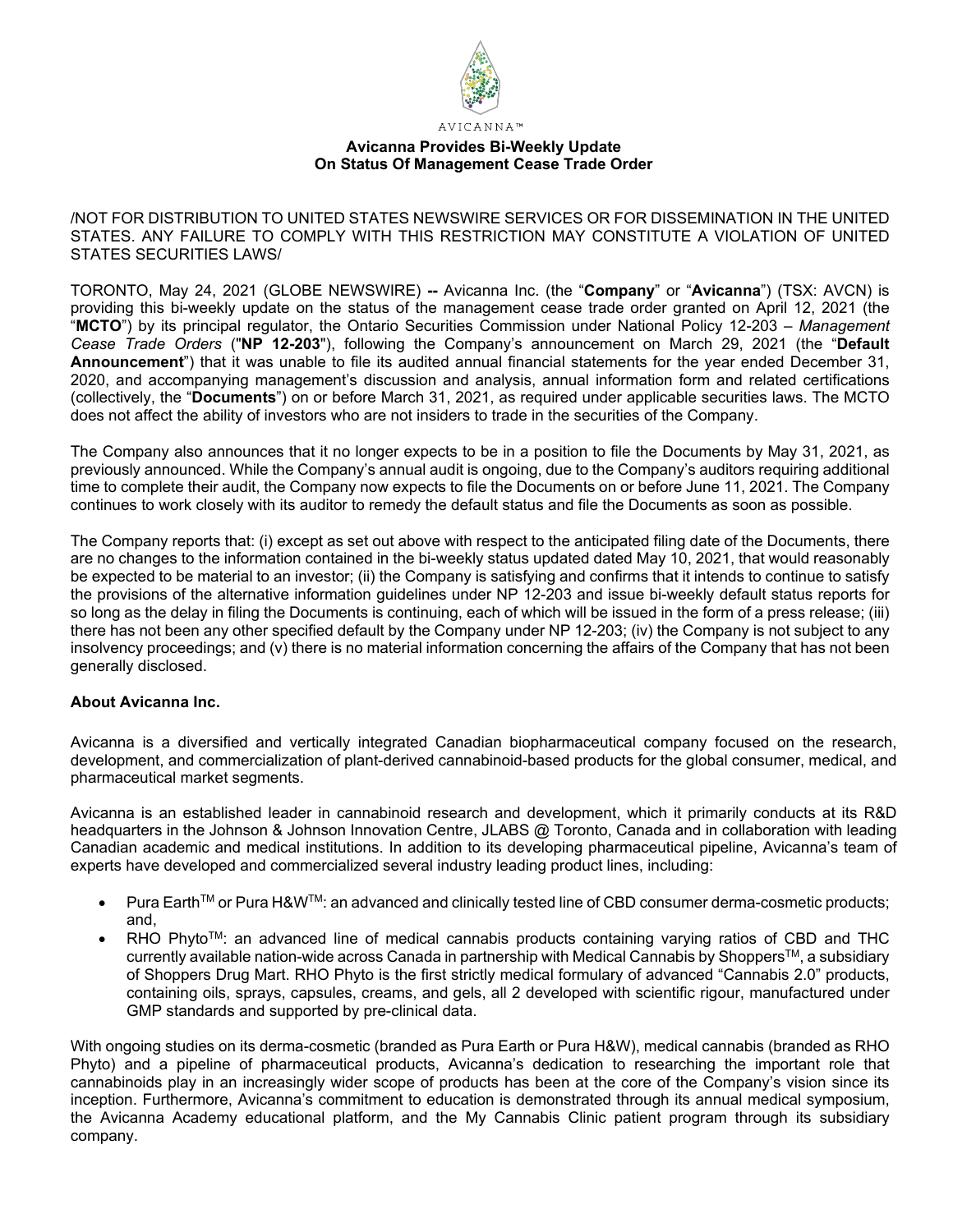AVICANNA™

**Avicanna Provides Bi-Weekly Update On Status Of Management Cease Trade Order**

/NOT FOR DISTRIBUTION TO UNITED STATES NEWSWIRE SERVICES OR FOR DISSEMINATION IN THE UNITED STATES. ANY FAILURE TO COMPLY WITH THIS RESTRICTION MAY CONSTITUTE A VIOLATION OF UNITED STATES SECURITIES LAWS/

TORONTO, May 24, 2021 (GLOBE NEWSWIRE) **--** Avicanna Inc. (the "**Company**" or "**Avicanna**") (TSX: AVCN) is providing this bi-weekly update on the status of the management cease trade order granted on April 12, 2021 (the "**MCTO**") by its principal regulator, the Ontario Securities Commission under National Policy 12-203 – *Management Cease Trade Orders* ("**NP 12-203**"), following the Company's announcement on March 29, 2021 (the "**Default Announcement**") that it was unable to file its audited annual financial statements for the year ended December 31, 2020, and accompanying management's discussion and analysis, annual information form and related certifications (collectively, the "**Documents**") on or before March 31, 2021, as required under applicable securities laws. The MCTO does not affect the ability of investors who are not insiders to trade in the securities of the Company.

The Company also announces that it no longer expects to be in a position to file the Documents by May 31, 2021, as previously announced. While the Company's annual audit is ongoing, due to the Company's auditors requiring additional time to complete their audit, the Company now expects to file the Documents on or before June 11, 2021. The Company continues to work closely with its auditor to remedy the default status and file the Documents as soon as possible.

The Company reports that: (i) except as set out above with respect to the anticipated filing date of the Documents, there are no changes to the information contained in the bi-weekly status updated dated May 10, 2021, that would reasonably be expected to be material to an investor; (ii) the Company is satisfying and confirms that it intends to continue to satisfy the provisions of the alternative information guidelines under NP 12-203 and issue bi-weekly default status reports for so long as the delay in filing the Documents is continuing, each of which will be issued in the form of a press release; (iii) there has not been any other specified default by the Company under NP 12-203; (iv) the Company is not subject to any insolvency proceedings; and (v) there is no material information concerning the affairs of the Company that has not been generally disclosed.

**About Avicanna Inc.**

Avicanna is a diversified and vertically integrated Canadian biopharmaceutical company focused on the research, development, and commercialization of plant-derived cannabinoid-based products for the global consumer, medical, and pharmaceutical market segments.

Avicanna is an established leader in cannabinoid research and development, which it primarily conducts at its R&D headquarters in the Johnson & Johnson Innovation Centre, JLABS @ Toronto, Canada and in collaboration with leading Canadian academic and medical institutions. In addition to its developing pharmaceutical pipeline, Avicanna's team of experts have developed and commercialized several industry leading product lines, including:

- Pura Earth™ or Pura H&W™: an advanced and clinically tested line of CBD consumer derma-cosmetic products; and,
- RHO Phyto™: an advanced line of medical cannabis products containing varying ratios of CBD and THC currently available nation-wide across Canada in partnership with Medical Cannabis by Shoppers™, a subsidiary of Shoppers Drug Mart. RHO Phyto is the first strictly medical formulary of advanced "Cannabis 2.0" products, containing oils, sprays, capsules, creams, and gels, all 2 developed with scientific rigour, manufactured under GMP standards and supported by pre-clinical data.

With ongoing studies on its derma-cosmetic (branded as Pura Earth or Pura H&W), medical cannabis (branded as RHO Phyto) and a pipeline of pharmaceutical products, Avicanna's dedication to researching the important role that cannabinoids play in an increasingly wider scope of products has been at the core of the Company's vision since its inception. Furthermore, Avicanna's commitment to education is demonstrated through its annual medical symposium, the Avicanna Academy educational platform, and the My Cannabis Clinic patient program through its subsidiary company.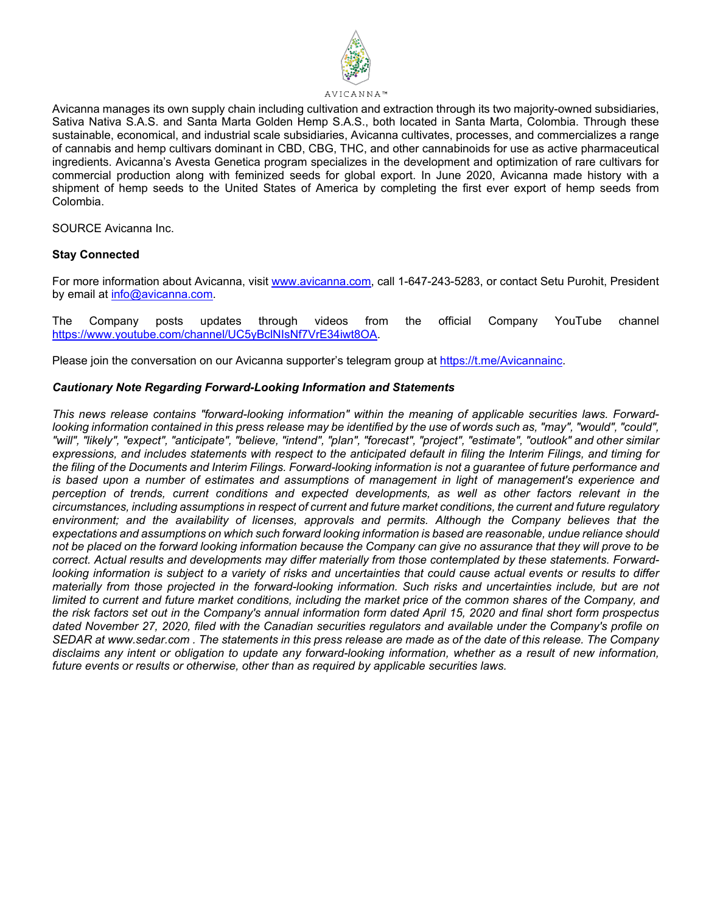Avicanna manages its own supply chain including cultivation and extraction through its two majority-owned subsidiaries, Sativa Nativa S.A.S. and Santa Marta Golden Hemp S.A.S., both located in Santa Marta, Colombia. Through these sustainable, economical, and industrial scale subsidiaries, Avicanna cultivates, processes, and commercializes a range of cannabis and hemp cultivars dominant in CBD, CBG, THC, and other cannabinoids for use as active pharmaceutical ingredients. Avicanna's Avesta Genetica program specializes in the development and optimization of rare cultivars for commercial production along with feminized seeds for global export. In June 2020, Avicanna made history with a shipment of hemp seeds to the United States of America by completing the first ever export of hemp seeds from Colombia.

SOURCE Avicanna Inc.

**Stay Connected**

For more information about Avicanna, visit www.avicanna.com, call 1-647-243-5283, or contact Setu Purohit, President by email at info@avicanna.com.

The Company posts updates through videos from the official Company YouTube channel https://www.youtube.com/channel/UC5yBclNIsNf7VrE34iwt8OA.

Please join the conversation on our Avicanna supporter's telegram group at https://t.me/Avicannainc.

***Cautionary Note Regarding Forward-Looking Information and Statements***

*This news release contains "forward-looking information" within the meaning of applicable securities laws. Forward-looking information contained in this press release may be identified by the use of words such as, "may", "would", "could", "will", "likely", "expect", "anticipate", "believe, "intend", "plan", "forecast", "project", "estimate", "outlook" and other similar expressions, and includes statements with respect to the anticipated default in filing the Interim Filings, and timing for the filing of the Documents and Interim Filings. Forward-looking information is not a guarantee of future performance and is based upon a number of estimates and assumptions of management in light of management's experience and perception of trends, current conditions and expected developments, as well as other factors relevant in the circumstances, including assumptions in respect of current and future market conditions, the current and future regulatory environment; and the availability of licenses, approvals and permits. Although the Company believes that the expectations and assumptions on which such forward looking information is based are reasonable, undue reliance should not be placed on the forward looking information because the Company can give no assurance that they will prove to be correct. Actual results and developments may differ materially from those contemplated by these statements. Forward-looking information is subject to a variety of risks and uncertainties that could cause actual events or results to differ materially from those projected in the forward-looking information. Such risks and uncertainties include, but are not limited to current and future market conditions, including the market price of the common shares of the Company, and the risk factors set out in the Company's annual information form dated April 15, 2020 and final short form prospectus dated November 27, 2020, filed with the Canadian securities regulators and available under the Company's profile on SEDAR at www.sedar.com . The statements in this press release are made as of the date of this release. The Company disclaims any intent or obligation to update any forward-looking information, whether as a result of new information, future events or results or otherwise, other than as required by applicable securities laws.*